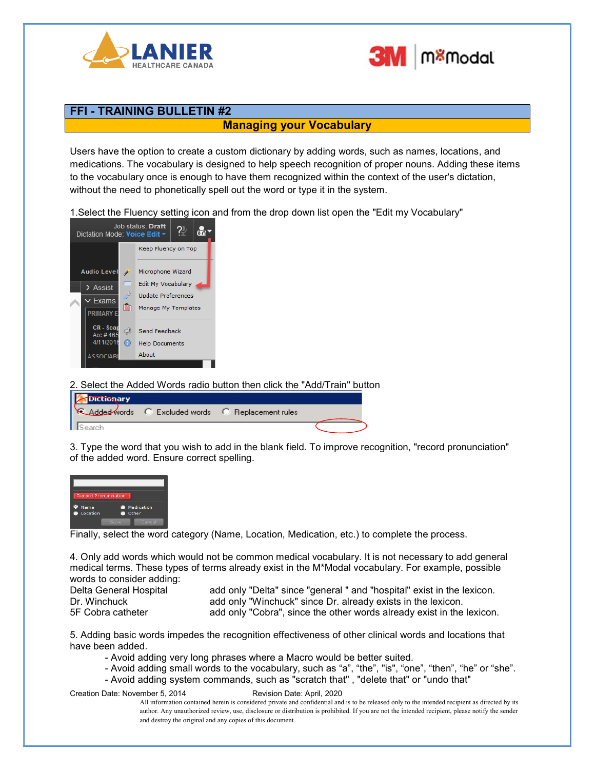# FFI - TRAINING BULLETIN #2

## Managing your Vocabulary

Users have the option to create a custom dictionary by adding words, such as names, locations, and medications. The vocabulary is designed to help speech recognition of proper nouns. Adding these items to the vocabulary once is enough to have them recognized within the context of the user's dictation, without the need to phonetically spell out the word or type it in the system.

1.Select the Fluency setting icon and from the drop down list open the "Edit my Vocabulary"

2. Select the Added Words radio button then click the "Add/Train" button

3. Type the word that you wish to add in the blank field. To improve recognition, "record pronunciation" of the added word. Ensure correct spelling.

Finally, select the word category (Name, Location, Medication, etc.) to complete the process.

4. Only add words which would not be common medical vocabulary. It is not necessary to add general medical terms. These types of terms already exist in the M*Modal vocabulary. For example, possible words to consider adding:

| | |
|---|---|
| Delta General Hospital | add only "Delta" since "general " and "hospital" exist in the lexicon. |
| Dr. Winchuck | add only "Winchuck" since Dr. already exists in the lexicon. |
| 5F Cobra catheter | add only "Cobra", since the other words already exist in the lexicon. |

5. Adding basic words impedes the recognition effectiveness of other clinical words and locations that have been added.

- Avoid adding very long phrases where a Macro would be better suited.
- Avoid adding small words to the vocabulary, such as “a”, “the”, "is", “one”, “then”, “he” or “she”.
- Avoid adding system commands, such as "scratch that" , "delete that" or "undo that"

Creation Date: November 5, 2014 Revision Date: April, 2020

All information contained herein is considered private and confidential and is to be released only to the intended recipient as directed by its author. Any unauthorized review, use, disclosure or distribution is prohibited. If you are not the intended recipient, please notify the sender and destroy the original and any copies of this document.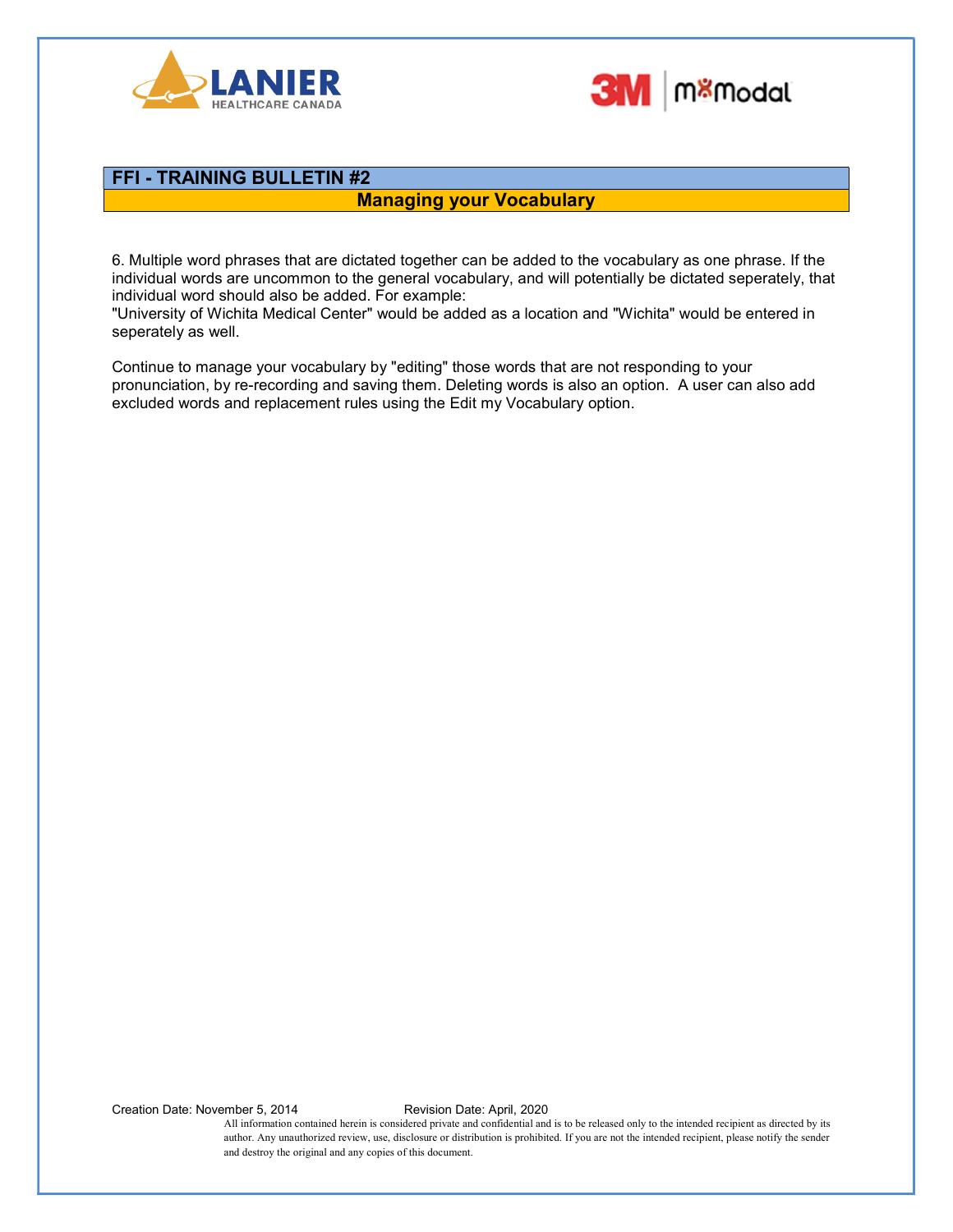## FFI - TRAINING BULLETIN #2

### Managing your Vocabulary

6. Multiple word phrases that are dictated together can be added to the vocabulary as one phrase. If the individual words are uncommon to the general vocabulary, and will potentially be dictated seperately, that individual word should also be added. For example:
"University of Wichita Medical Center" would be added as a location and "Wichita" would be entered in seperately as well.

Continue to manage your vocabulary by "editing" those words that are not responding to your pronunciation, by re-recording and saving them. Deleting words is also an option. A user can also add excluded words and replacement rules using the Edit my Vocabulary option.

Creation Date: November 5, 2014 Revision Date: April, 2020

All information contained herein is considered private and confidential and is to be released only to the intended recipient as directed by its author. Any unauthorized review, use, disclosure or distribution is prohibited. If you are not the intended recipient, please notify the sender and destroy the original and any copies of this document.